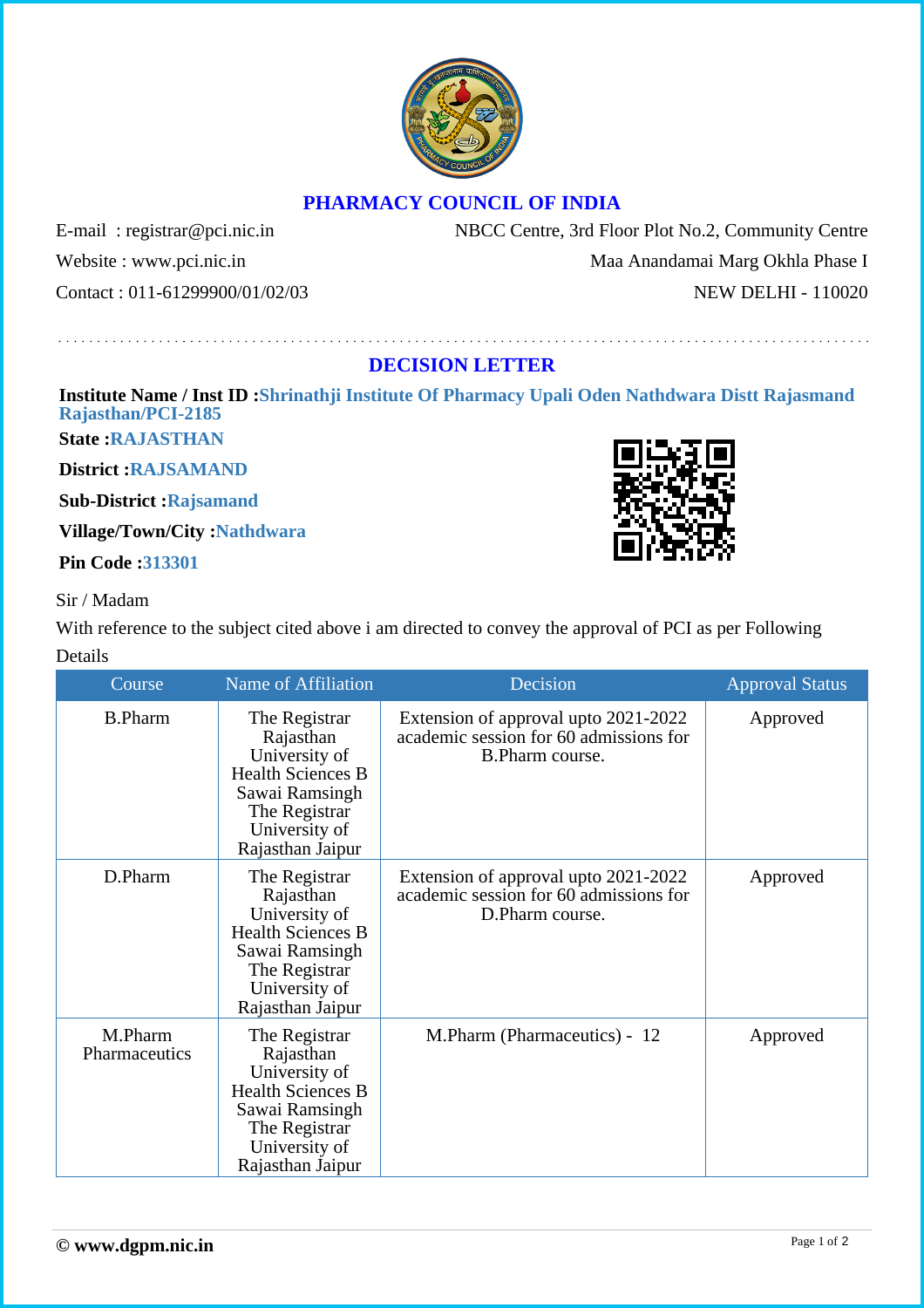# PHARMACY COUNCIL OF INDIA

E-mail : registrar@pci.nic.in
Website : www.pci.nic.in
Contact : 011-61299900/01/02/03

NBCC Centre, 3rd Floor Plot No.2, Community Centre
Maa Anandamai Marg Okhla Phase I
NEW DELHI - 110020

## DECISION LETTER

**Institute Name / Inst ID :** Shrinathji Institute Of Pharmacy Upali Oden Nathdwara Distt Rajasmand Rajasthan/PCI-2185

**State :** RAJASTHAN

**District :** RAJSAMAND

**Sub-District :** Rajsamand

**Village/Town/City :** Nathdwara

**Pin Code :** 313301

Sir / Madam

With reference to the subject cited above i am directed to convey the approval of PCI as per Following Details

| Course | Name of Affiliation | Decision | Approval Status |
|---|---|---|---|
| B.Pharm | The Registrar Rajasthan University of Health Sciences B Sawai Ramsingh The Registrar University of Rajasthan Jaipur | Extension of approval upto 2021-2022 academic session for 60 admissions for B.Pharm course. | Approved |
| D.Pharm | The Registrar Rajasthan University of Health Sciences B Sawai Ramsingh The Registrar University of Rajasthan Jaipur | Extension of approval upto 2021-2022 academic session for 60 admissions for D.Pharm course. | Approved |
| M.Pharm Pharmaceutics | The Registrar Rajasthan University of Health Sciences B Sawai Ramsingh The Registrar University of Rajasthan Jaipur | M.Pharm (Pharmaceutics) - 12 | Approved |

© www.dgpm.nic.in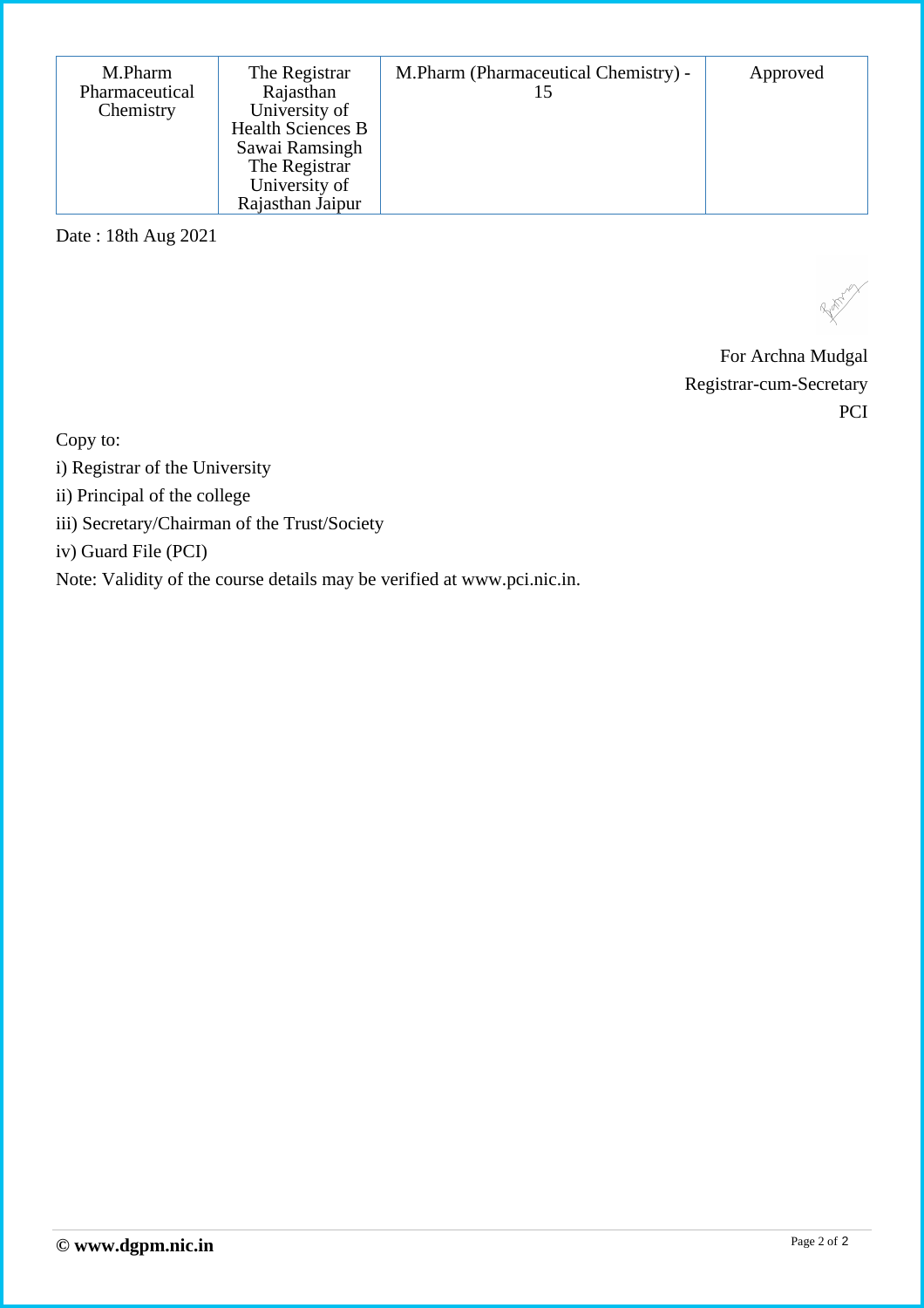| | | | |
|---|---|---|---|
| M.Pharm Pharmaceutical Chemistry | The Registrar Rajasthan University of Health Sciences B Sawai Ramsingh The Registrar University of Rajasthan Jaipur | M.Pharm (Pharmaceutical Chemistry) - 15 | Approved |

Date : 18th Aug 2021

For Archna Mudgal
Registrar-cum-Secretary
PCI

Copy to:

i) Registrar of the University

ii) Principal of the college

iii) Secretary/Chairman of the Trust/Society

iv) Guard File (PCI)

Note: Validity of the course details may be verified at www.pci.nic.in.

**© www.dgpm.nic.in**